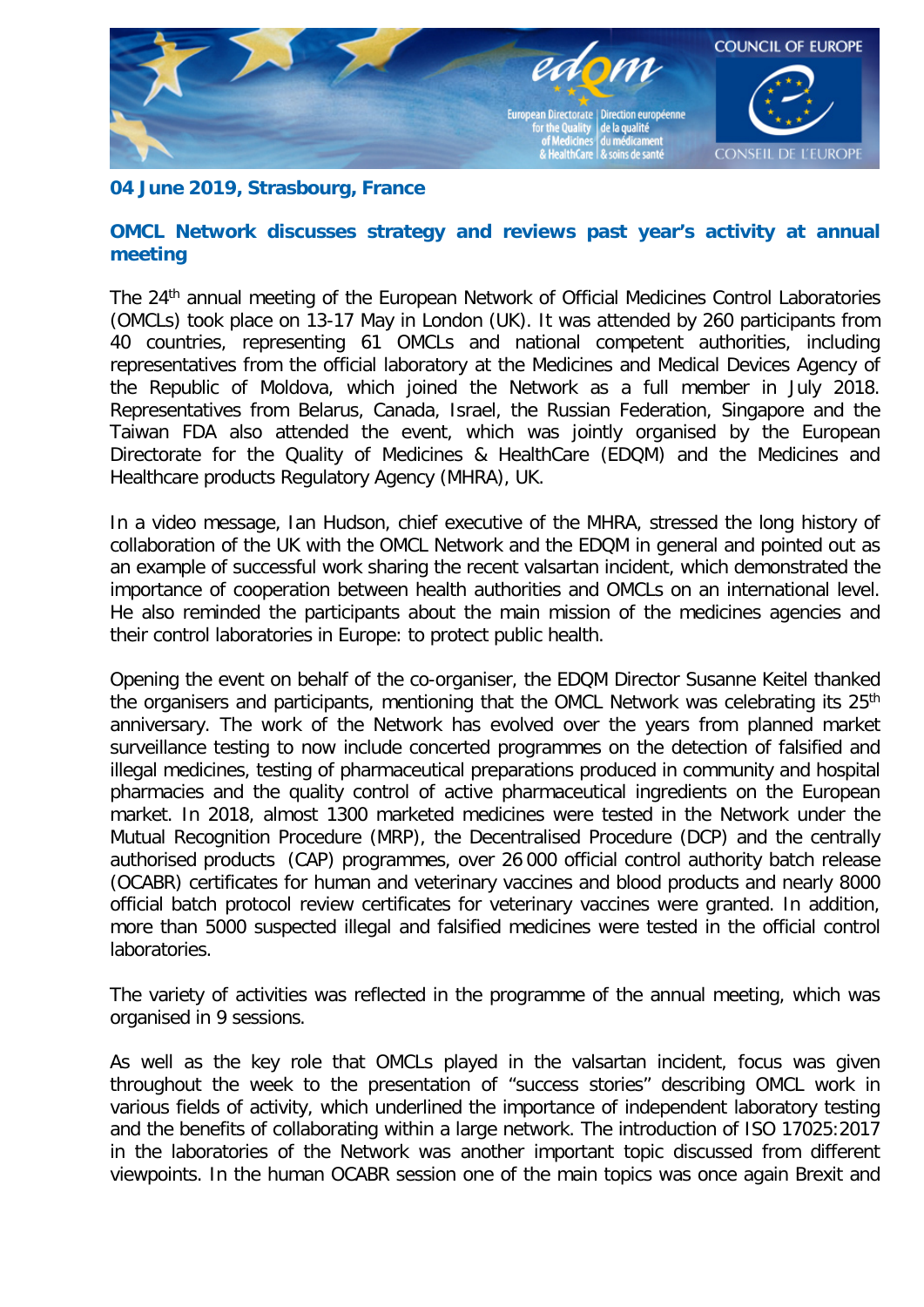04 June 2019, Strasbourg, France

## OMCL Network discusses strategy and reviews past year's activity at annual meeting

The 24th annual meeting of the European Network of Official Medicines Control Laboratories (OMCLs) took place on 13-17 May in London (UK). It was attended by 260 participants from 40 countries, representing 61 OMCLs and national competent authorities, including representatives from the official laboratory at the Medicines and Medical Devices Agency of the Republic of Moldova, which joined the Network as a full member in July 2018. Representatives from Belarus, Canada, Israel, the Russian Federation, Singapore and the Taiwan FDA also attended the event, which was jointly organised by the European Directorate for the Quality of Medicines & HealthCare (EDQM) and the Medicines and Healthcare products Regulatory Agency (MHRA), UK.

In a video message, Ian Hudson, chief executive of the MHRA, stressed the long history of collaboration of the UK with the OMCL Network and the EDQM in general and pointed out as an example of successful work sharing the recent valsartan incident, which demonstrated the importance of cooperation between health authorities and OMCLs on an international level. He also reminded the participants about the main mission of the medicines agencies and their control laboratories in Europe: to protect public health.

Opening the event on behalf of the co-organiser, the EDQM Director Susanne Keitel thanked the organisers and participants, mentioning that the OMCL Network was celebrating its 25th anniversary. The work of the Network has evolved over the years from planned market surveillance testing to now include concerted programmes on the detection of falsified and illegal medicines, testing of pharmaceutical preparations produced in community and hospital pharmacies and the quality control of active pharmaceutical ingredients on the European market. In 2018, almost 1300 marketed medicines were tested in the Network under the Mutual Recognition Procedure (MRP), the Decentralised Procedure (DCP) and the centrally authorised products (CAP) programmes, over 26 000 official control authority batch release (OCABR) certificates for human and veterinary vaccines and blood products and nearly 8000 official batch protocol review certificates for veterinary vaccines were granted. In addition, more than 5000 suspected illegal and falsified medicines were tested in the official control laboratories.

The variety of activities was reflected in the programme of the annual meeting, which was organised in 9 sessions.

As well as the key role that OMCLs played in the valsartan incident, focus was given throughout the week to the presentation of "success stories" describing OMCL work in various fields of activity, which underlined the importance of independent laboratory testing and the benefits of collaborating within a large network. The introduction of ISO 17025:2017 in the laboratories of the Network was another important topic discussed from different viewpoints. In the human OCABR session one of the main topics was once again Brexit and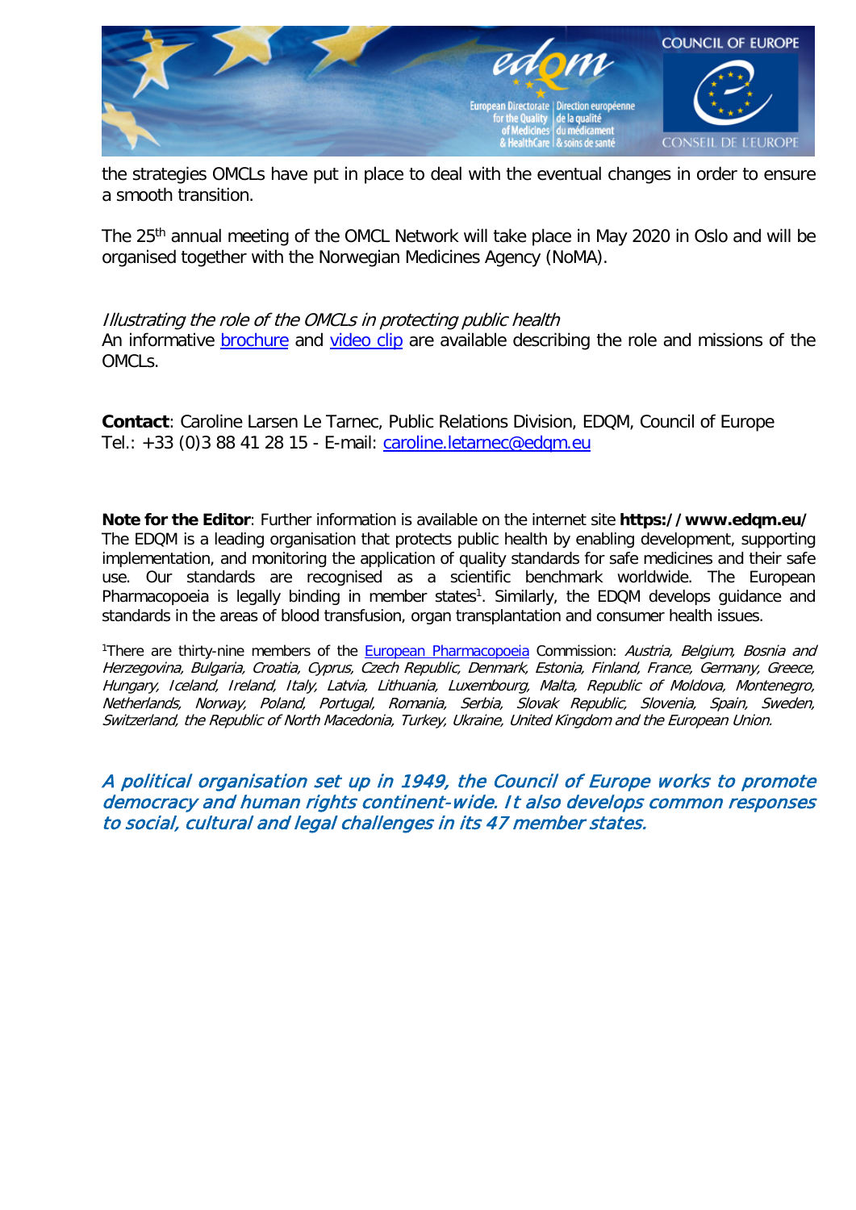the strategies OMCLs have put in place to deal with the eventual changes in order to ensure a smooth transition.

The 25th annual meeting of the OMCL Network will take place in May 2020 in Oslo and will be organised together with the Norwegian Medicines Agency (NoMA).

*Illustrating the role of the OMCLs in protecting public health*
An informative brochure and video clip are available describing the role and missions of the OMCLs.

**Contact**: Caroline Larsen Le Tarnec, Public Relations Division, EDQM, Council of Europe
Tel.: +33 (0)3 88 41 28 15 - E-mail: caroline.letarnec@edqm.eu

**Note for the Editor**: Further information is available on the internet site **https://www.edqm.eu/**
The EDQM is a leading organisation that protects public health by enabling development, supporting implementation, and monitoring the application of quality standards for safe medicines and their safe use. Our standards are recognised as a scientific benchmark worldwide. The European Pharmacopoeia is legally binding in member states[1]. Similarly, the EDQM develops guidance and standards in the areas of blood transfusion, organ transplantation and consumer health issues.

[1]There are thirty-nine members of the European Pharmacopoeia Commission: *Austria, Belgium, Bosnia and Herzegovina, Bulgaria, Croatia, Cyprus, Czech Republic, Denmark, Estonia, Finland, France, Germany, Greece, Hungary, Iceland, Ireland, Italy, Latvia, Lithuania, Luxembourg, Malta, Republic of Moldova, Montenegro, Netherlands, Norway, Poland, Portugal, Romania, Serbia, Slovak Republic, Slovenia, Spain, Sweden, Switzerland, the Republic of North Macedonia, Turkey, Ukraine, United Kingdom and the European Union.*

*A political organisation set up in 1949, the Council of Europe works to promote democracy and human rights continent-wide. It also develops common responses to social, cultural and legal challenges in its 47 member states.*